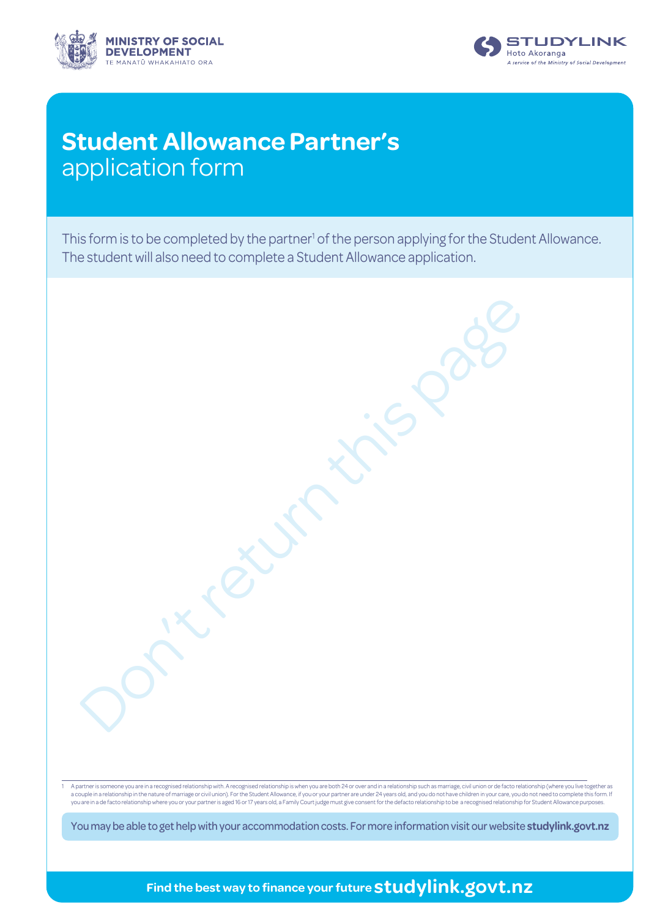MINISTRY OF SOCIAL DEVELOPMENT
TE MANATŪ WHAKAHIATO ORA

STUDYLINK
Hoto Akoranga
*A service of the Ministry of Social Development*

# **Student Allowance Partner's** application form

This form is to be completed by the partner[1] of the person applying for the Student Allowance. The student will also need to complete a Student Allowance application.

Don't return this page

1 A partner is someone you are in a recognised relationship with. A recognised relationship is when you are both 24 or over and in a relationship such as marriage, civil union or de facto relationship (where you live together as a couple in a relationship in the nature of marriage or civil union). For the Student Allowance, if you or your partner are under 24 years old, and you do not have children in your care, you do not need to complete this form. If you are in a de facto relationship where you or your partner is aged 16 or 17 years old, a Family Court judge must give consent for the defacto relationship to be a recognised relationship for Student Allowance purposes.

You may be able to get help with your accommodation costs. For more information visit our website **studylink.govt.nz**

**Find the best way to finance your future studylink.govt.nz**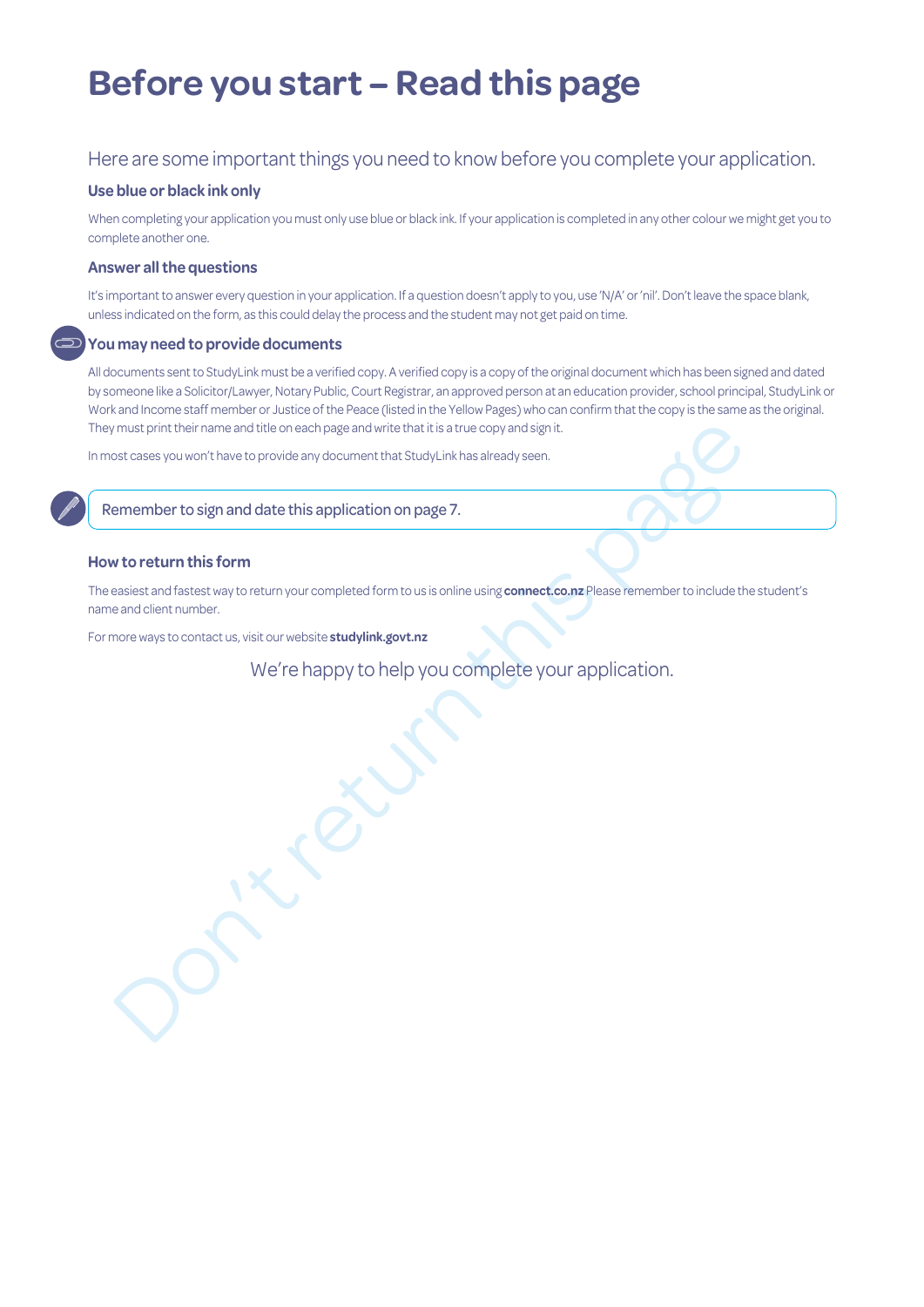# Before you start – Read this page

Here are some important things you need to know before you complete your application.

### Use blue or black ink only

When completing your application you must only use blue or black ink. If your application is completed in any other colour we might get you to complete another one.

### Answer all the questions

It's important to answer every question in your application. If a question doesn't apply to you, use 'N/A' or 'nil'. Don't leave the space blank, unless indicated on the form, as this could delay the process and the student may not get paid on time.

### You may need to provide documents

All documents sent to StudyLink must be a verified copy. A verified copy is a copy of the original document which has been signed and dated by someone like a Solicitor/Lawyer, Notary Public, Court Registrar, an approved person at an education provider, school principal, StudyLink or Work and Income staff member or Justice of the Peace (listed in the Yellow Pages) who can confirm that the copy is the same as the original. They must print their name and title on each page and write that it is a true copy and sign it.

In most cases you won't have to provide any document that StudyLink has already seen.

Remember to sign and date this application on page 7.

### How to return this form

The easiest and fastest way to return your completed form to us is online using **connect.co.nz** Please remember to include the student's name and client number.

For more ways to contact us, visit our website **studylink.govt.nz**

We're happy to help you complete your application.

Don't return this page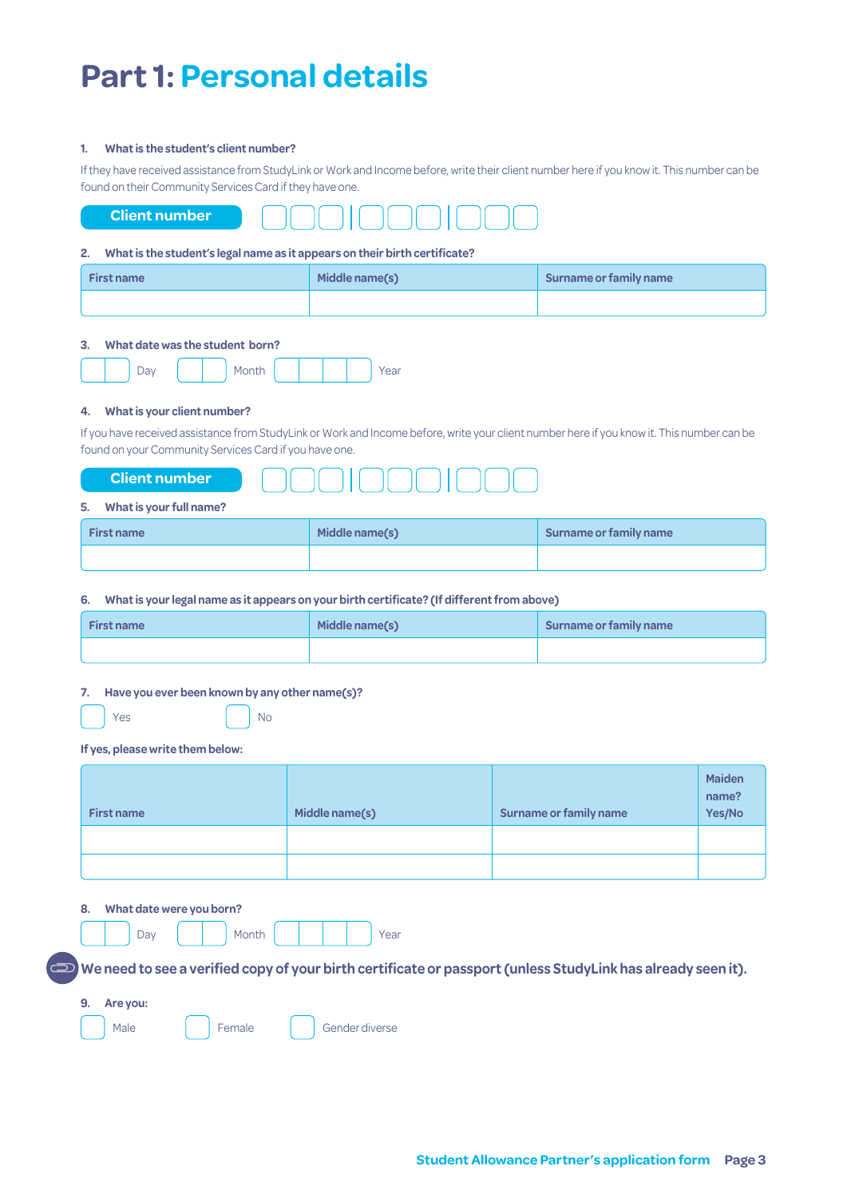# Part 1: Personal details

**1. What is the student's client number?**

If they have received assistance from StudyLink or Work and Income before, write their client number here if you know it. This number can be found on their Community Services Card if they have one.

**Client number** ☐☐☐ | ☐☐☐ | ☐☐☐

**2. What is the student's legal name as it appears on their birth certificate?**

| First name | Middle name(s) | Surname or family name |
| --- | --- | --- |
| | | |

**3. What date was the student born?**

☐☐ Day ☐☐ Month ☐☐☐☐ Year

**4. What is your client number?**

If you have received assistance from StudyLink or Work and Income before, write your client number here if you know it. This number can be found on your Community Services Card if you have one.

**Client number** ☐☐☐ | ☐☐☐ | ☐☐☐

**5. What is your full name?**

| First name | Middle name(s) | Surname or family name |
| --- | --- | --- |
| | | |

**6. What is your legal name as it appears on your birth certificate? (If different from above)**

| First name | Middle name(s) | Surname or family name |
| --- | --- | --- |
| | | |

**7. Have you ever been known by any other name(s)?**

☐ Yes ☐ No

**If yes, please write them below:**

| First name | Middle name(s) | Surname or family name | Maiden name? Yes/No |
| --- | --- | --- | --- |
| | | | |
| | | | |

**8. What date were you born?**

☐☐ Day ☐☐ Month ☐☐☐☐ Year

**We need to see a verified copy of your birth certificate or passport (unless StudyLink has already seen it).**

**9. Are you:**

☐ Male ☐ Female ☐ Gender diverse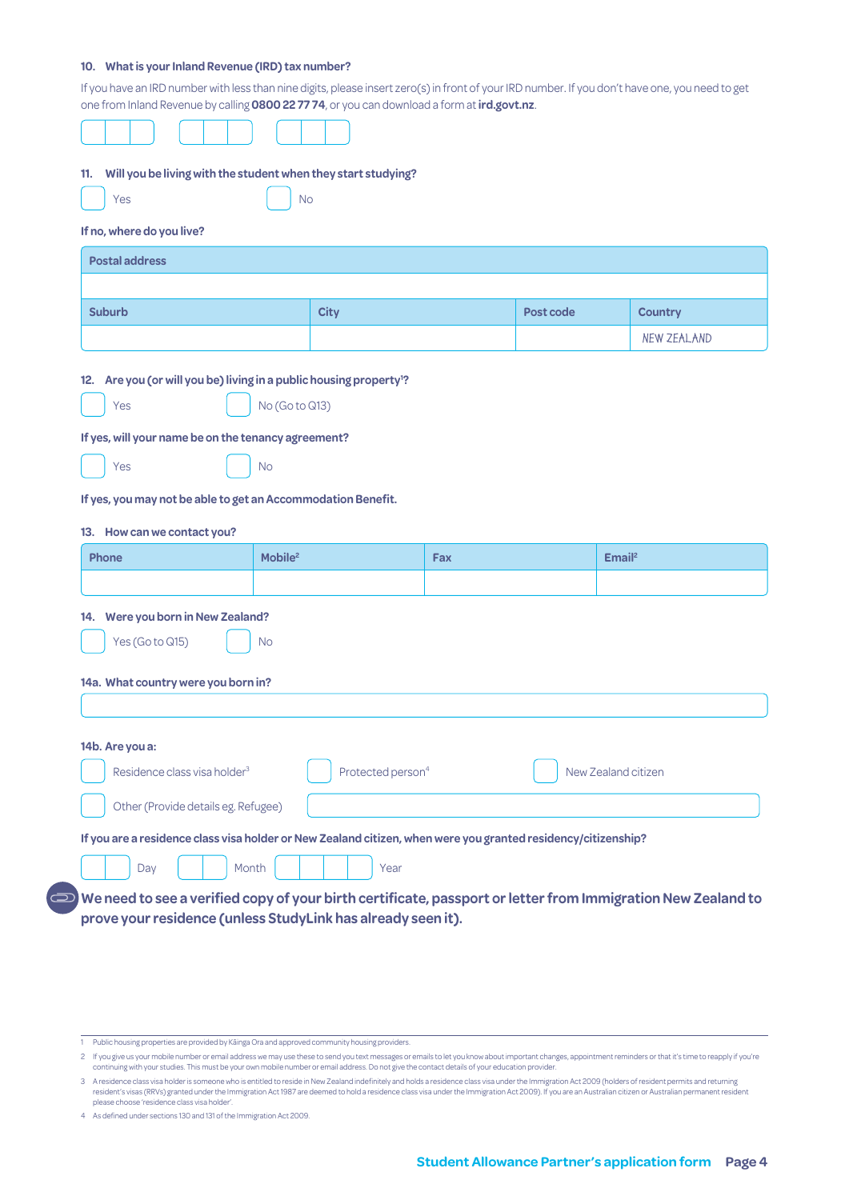**10. What is your Inland Revenue (IRD) tax number?**

If you have an IRD number with less than nine digits, please insert zero(s) in front of your IRD number. If you don't have one, you need to get one from Inland Revenue by calling **0800 22 77 74**, or you can download a form at **ird.govt.nz**.

☐☐☐ ☐☐☐ ☐☐☐

**11. Will you be living with the student when they start studying?**

☐ Yes ☐ No

**If no, where do you live?**

| Postal address | | | |
|---|---|---|---|
| | | | |
| **Suburb** | **City** | **Post code** | **Country** |
| | | | NEW ZEALAND |

**12. Are you (or will you be) living in a public housing property[1]?**

☐ Yes ☐ No (Go to Q13)

**If yes, will your name be on the tenancy agreement?**

☐ Yes ☐ No

**If yes, you may not be able to get an Accommodation Benefit.**

**13. How can we contact you?**

| Phone | Mobile[2] | Fax | Email[2] |
|---|---|---|---|
| | | | |

**14. Were you born in New Zealand?**

☐ Yes (Go to Q15) ☐ No

**14a. What country were you born in?**

______________________________

**14b. Are you a:**

☐ Residence class visa holder[3] ☐ Protected person[4] ☐ New Zealand citizen

☐ Other (Provide details eg. Refugee) ______________________________

**If you are a residence class visa holder or New Zealand citizen, when were you granted residency/citizenship?**

☐☐ Day ☐☐ Month ☐☐☐☐ Year

**We need to see a verified copy of your birth certificate, passport or letter from Immigration New Zealand to prove your residence (unless StudyLink has already seen it).**

---

1 Public housing properties are provided by Kāinga Ora and approved community housing providers.

2 If you give us your mobile number or email address we may use these to send you text messages or emails to let you know about important changes, appointment reminders or that it's time to reapply if you're continuing with your studies. This must be your own mobile number or email address. Do not give the contact details of your education provider.

3 A residence class visa holder is someone who is entitled to reside in New Zealand indefinitely and holds a residence class visa under the Immigration Act 2009 (holders of resident permits and returning resident's visas (RRVs) granted under the Immigration Act 1987 are deemed to hold a residence class visa under the Immigration Act 2009). If you are an Australian citizen or Australian permanent resident please choose 'residence class visa holder'.

4 As defined under sections 130 and 131 of the Immigration Act 2009.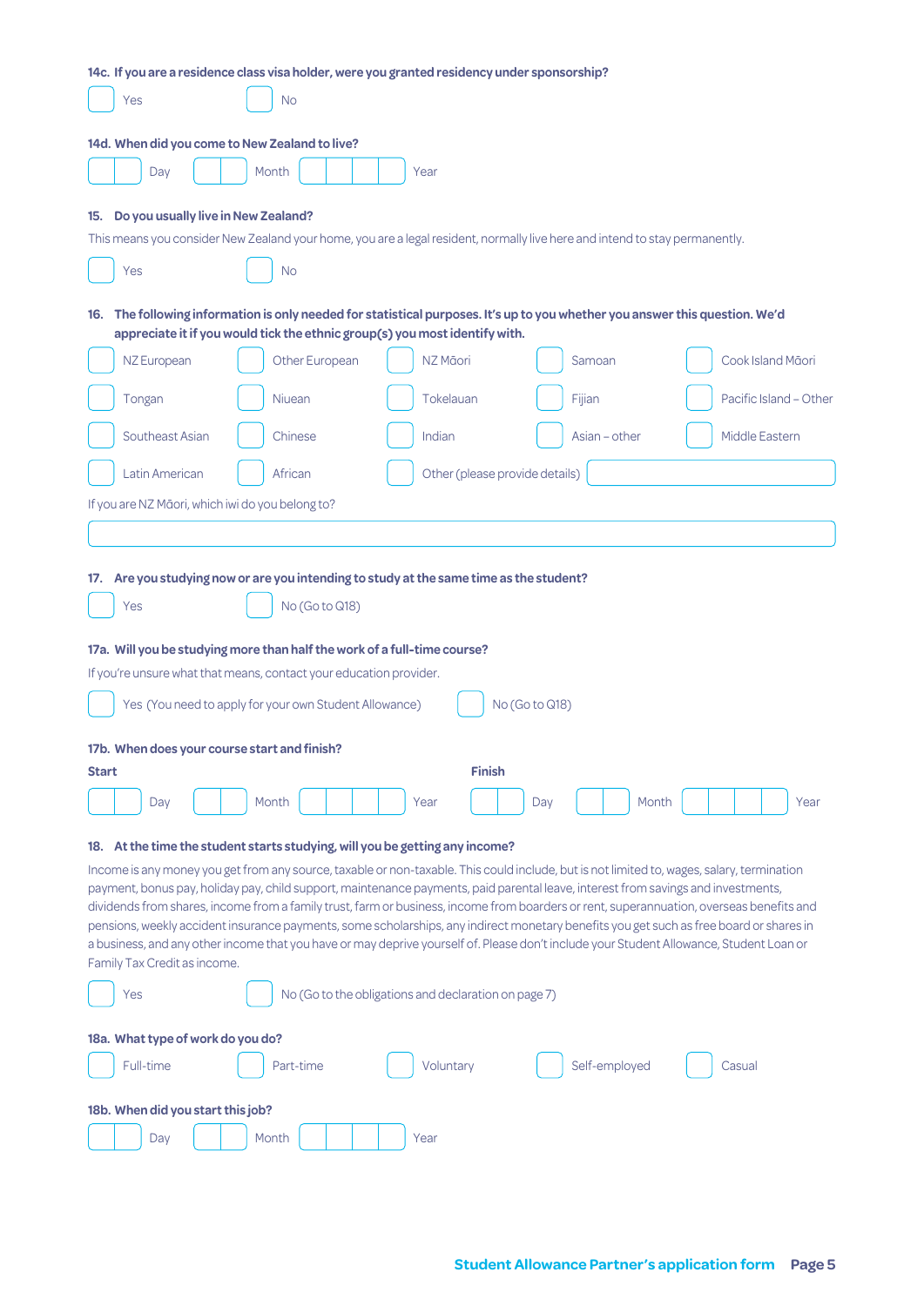**14c. If you are a residence class visa holder, were you granted residency under sponsorship?**

☐ Yes ☐ No

**14d. When did you come to New Zealand to live?**

Day ☐☐ Month ☐☐ Year ☐☐☐☐

**15. Do you usually live in New Zealand?**

This means you consider New Zealand your home, you are a legal resident, normally live here and intend to stay permanently.

☐ Yes ☐ No

**16. The following information is only needed for statistical purposes. It's up to you whether you answer this question. We'd appreciate it if you would tick the ethnic group(s) you most identify with.**

☐ NZ European ☐ Other European ☐ NZ Māori ☐ Samoan ☐ Cook Island Māori

☐ Tongan ☐ Niuean ☐ Tokelauan ☐ Fijian ☐ Pacific Island – Other

☐ Southeast Asian ☐ Chinese ☐ Indian ☐ Asian – other ☐ Middle Eastern

☐ Latin American ☐ African ☐ Other (please provide details) ____________

If you are NZ Māori, which iwi do you belong to?

____________

**17. Are you studying now or are you intending to study at the same time as the student?**

☐ Yes ☐ No (Go to Q18)

**17a. Will you be studying more than half the work of a full-time course?**

If you're unsure what that means, contact your education provider.

☐ Yes (You need to apply for your own Student Allowance) ☐ No (Go to Q18)

**17b. When does your course start and finish?**

**Start**

Day ☐☐ Month ☐☐ Year ☐☐☐☐

**Finish**

Day ☐☐ Month ☐☐ Year ☐☐☐☐

**18. At the time the student starts studying, will you be getting any income?**

Income is any money you get from any source, taxable or non-taxable. This could include, but is not limited to, wages, salary, termination payment, bonus pay, holiday pay, child support, maintenance payments, paid parental leave, interest from savings and investments, dividends from shares, income from a family trust, farm or business, income from boarders or rent, superannuation, overseas benefits and pensions, weekly accident insurance payments, some scholarships, any indirect monetary benefits you get such as free board or shares in a business, and any other income that you have or may deprive yourself of. Please don't include your Student Allowance, Student Loan or Family Tax Credit as income.

☐ Yes ☐ No (Go to the obligations and declaration on page 7)

**18a. What type of work do you do?**

☐ Full-time ☐ Part-time ☐ Voluntary ☐ Self-employed ☐ Casual

**18b. When did you start this job?**

Day ☐☐ Month ☐☐ Year ☐☐☐☐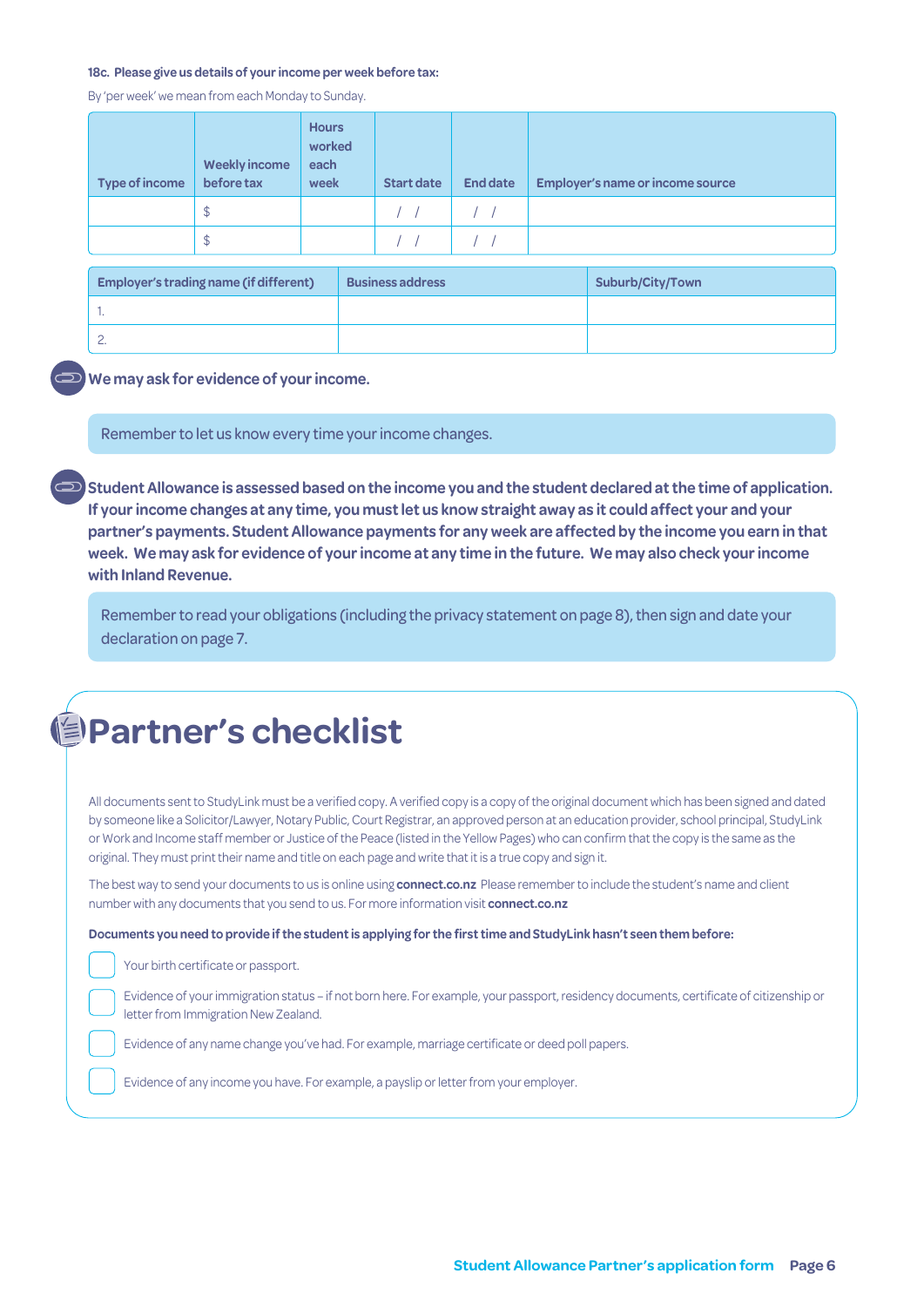**18c. Please give us details of your income per week before tax:**

By 'per week' we mean from each Monday to Sunday.

| Type of income | Weekly income before tax | Hours worked each week | Start date | End date | Employer's name or income source |
|---|---|---|---|---|---|
| | $ | | / / | / / | |
| | $ | | / / | / / | |

| Employer's trading name (if different) | Business address | Suburb/City/Town |
|---|---|---|
| 1. | | |
| 2. | | |

**We may ask for evidence of your income.**

Remember to let us know every time your income changes.

**Student Allowance is assessed based on the income you and the student declared at the time of application. If your income changes at any time, you must let us know straight away as it could affect your and your partner's payments. Student Allowance payments for any week are affected by the income you earn in that week. We may ask for evidence of your income at any time in the future. We may also check your income with Inland Revenue.**

Remember to read your obligations (including the privacy statement on page 8), then sign and date your declaration on page 7.

# Partner's checklist

All documents sent to StudyLink must be a verified copy. A verified copy is a copy of the original document which has been signed and dated by someone like a Solicitor/Lawyer, Notary Public, Court Registrar, an approved person at an education provider, school principal, StudyLink or Work and Income staff member or Justice of the Peace (listed in the Yellow Pages) who can confirm that the copy is the same as the original. They must print their name and title on each page and write that it is a true copy and sign it.

The best way to send your documents to us is online using **connect.co.nz** Please remember to include the student's name and client number with any documents that you send to us. For more information visit **connect.co.nz**

**Documents you need to provide if the student is applying for the first time and StudyLink hasn't seen them before:**

- [ ] Your birth certificate or passport.
- [ ] Evidence of your immigration status – if not born here. For example, your passport, residency documents, certificate of citizenship or letter from Immigration New Zealand.
- [ ] Evidence of any name change you've had. For example, marriage certificate or deed poll papers.
- [ ] Evidence of any income you have. For example, a payslip or letter from your employer.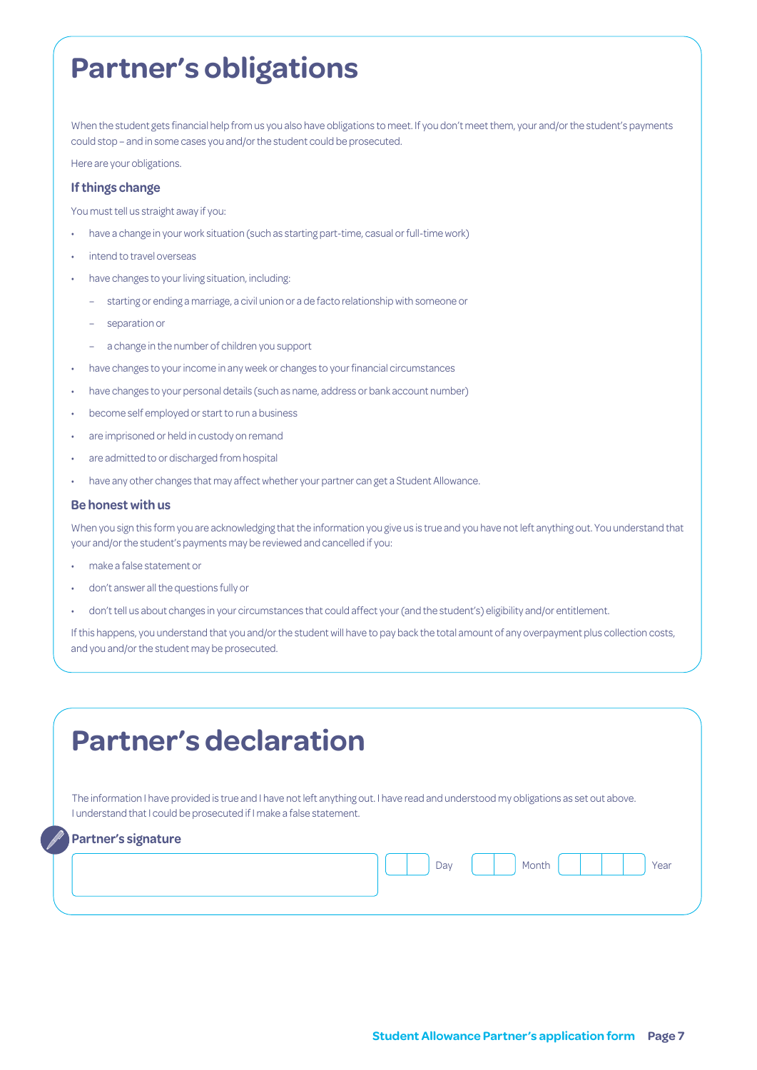# Partner's obligations

When the student gets financial help from us you also have obligations to meet. If you don't meet them, your and/or the student's payments could stop – and in some cases you and/or the student could be prosecuted.

Here are your obligations.

### If things change

You must tell us straight away if you:

- have a change in your work situation (such as starting part-time, casual or full-time work)
- intend to travel overseas
- have changes to your living situation, including:
  - starting or ending a marriage, a civil union or a de facto relationship with someone or
  - separation or
  - a change in the number of children you support
- have changes to your income in any week or changes to your financial circumstances
- have changes to your personal details (such as name, address or bank account number)
- become self employed or start to run a business
- are imprisoned or held in custody on remand
- are admitted to or discharged from hospital
- have any other changes that may affect whether your partner can get a Student Allowance.

### Be honest with us

When you sign this form you are acknowledging that the information you give us is true and you have not left anything out. You understand that your and/or the student's payments may be reviewed and cancelled if you:

- make a false statement or
- don't answer all the questions fully or
- don't tell us about changes in your circumstances that could affect your (and the student's) eligibility and/or entitlement.

If this happens, you understand that you and/or the student will have to pay back the total amount of any overpayment plus collection costs, and you and/or the student may be prosecuted.

# Partner's declaration

The information I have provided is true and I have not left anything out. I have read and understood my obligations as set out above. I understand that I could be prosecuted if I make a false statement.

**Partner's signature**

Day | Month | Year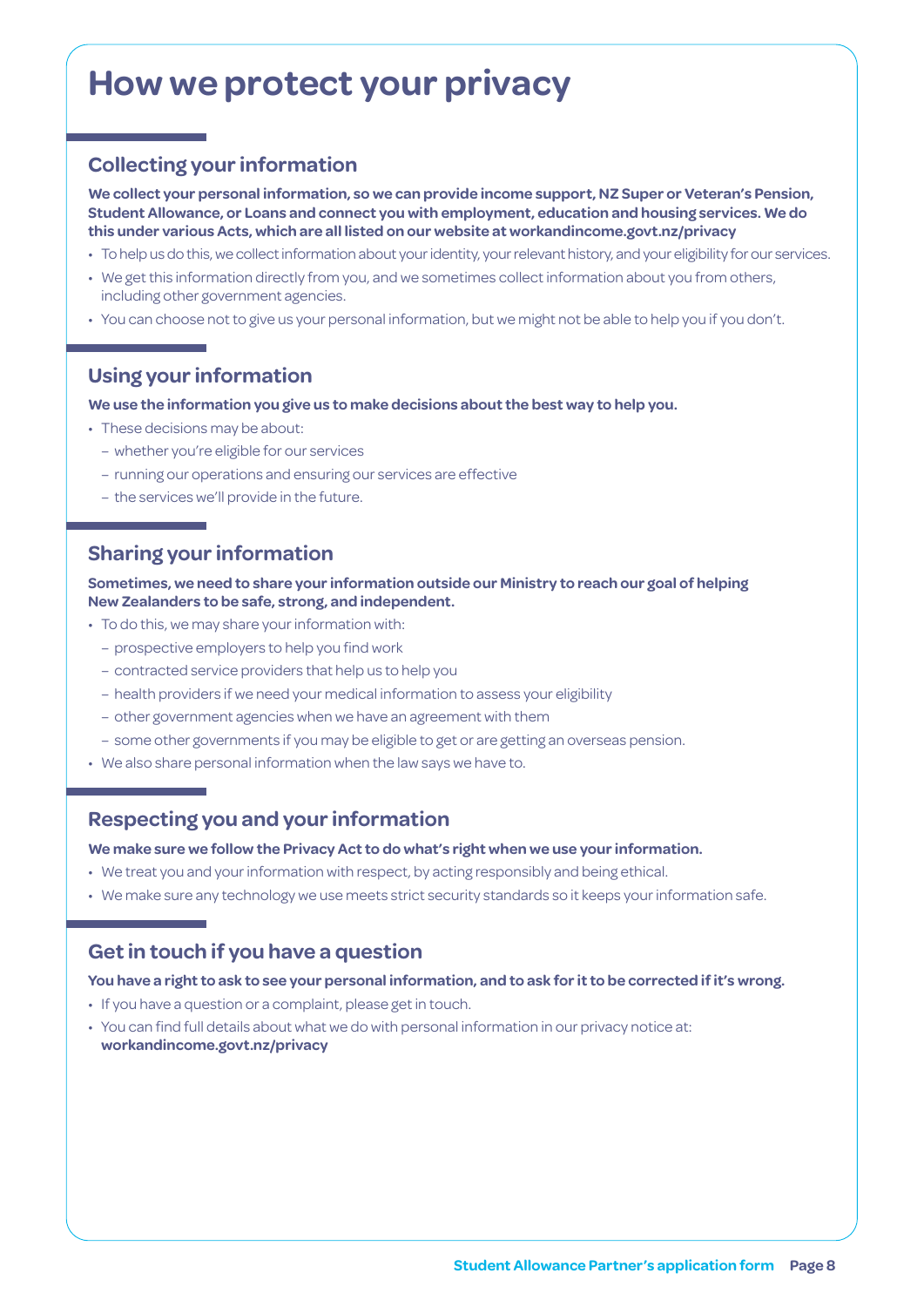# How we protect your privacy

## Collecting your information

**We collect your personal information, so we can provide income support, NZ Super or Veteran's Pension, Student Allowance, or Loans and connect you with employment, education and housing services. We do this under various Acts, which are all listed on our website at workandincome.govt.nz/privacy**

- To help us do this, we collect information about your identity, your relevant history, and your eligibility for our services.
- We get this information directly from you, and we sometimes collect information about you from others, including other government agencies.
- You can choose not to give us your personal information, but we might not be able to help you if you don't.

## Using your information

**We use the information you give us to make decisions about the best way to help you.**

- These decisions may be about:
  - whether you're eligible for our services
  - running our operations and ensuring our services are effective
  - the services we'll provide in the future.

## Sharing your information

**Sometimes, we need to share your information outside our Ministry to reach our goal of helping New Zealanders to be safe, strong, and independent.**

- To do this, we may share your information with:
  - prospective employers to help you find work
  - contracted service providers that help us to help you
  - health providers if we need your medical information to assess your eligibility
  - other government agencies when we have an agreement with them
  - some other governments if you may be eligible to get or are getting an overseas pension.
- We also share personal information when the law says we have to.

## Respecting you and your information

**We make sure we follow the Privacy Act to do what's right when we use your information.**

- We treat you and your information with respect, by acting responsibly and being ethical.
- We make sure any technology we use meets strict security standards so it keeps your information safe.

## Get in touch if you have a question

**You have a right to ask to see your personal information, and to ask for it to be corrected if it's wrong.**

- If you have a question or a complaint, please get in touch.
- You can find full details about what we do with personal information in our privacy notice at: **workandincome.govt.nz/privacy**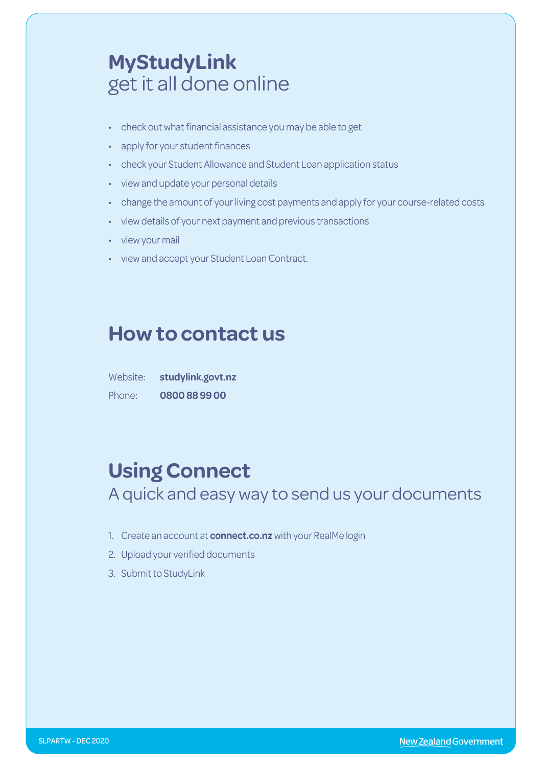# MyStudyLink

get it all done online

- check out what financial assistance you may be able to get
- apply for your student finances
- check your Student Allowance and Student Loan application status
- view and update your personal details
- change the amount of your living cost payments and apply for your course-related costs
- view details of your next payment and previous transactions
- view your mail
- view and accept your Student Loan Contract.

# How to contact us

Website: **studylink.govt.nz**

Phone: **0800 88 99 00**

# Using Connect

A quick and easy way to send us your documents

1. Create an account at **connect.co.nz** with your RealMe login
2. Upload your verified documents
3. Submit to StudyLink

SLPARTW - DEC 2020

New Zealand Government